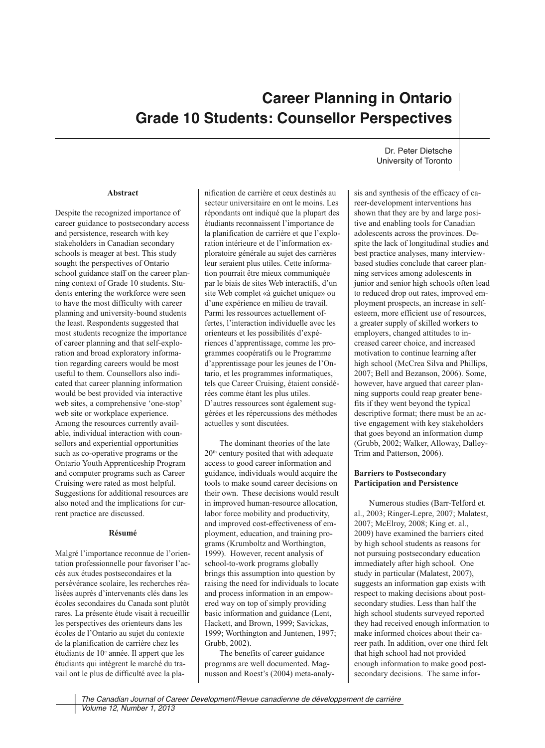# Career Planning in Ontario Grade 10 Students: Counsellor Perspectives

Dr. Peter Dietsche
University of Toronto

### Abstract

Despite the recognized importance of career guidance to postsecondary access and persistence, research with key stakeholders in Canadian secondary schools is meager at best. This study sought the perspectives of Ontario school guidance staff on the career planning context of Grade 10 students. Students entering the workforce were seen to have the most difficulty with career planning and university-bound students the least. Respondents suggested that most students recognize the importance of career planning and that self-exploration and broad exploratory information regarding careers would be most useful to them. Counsellors also indicated that career planning information would be best provided via interactive web sites, a comprehensive 'one-stop' web site or workplace experience. Among the resources currently available, individual interaction with counsellors and experiential opportunities such as co-operative programs or the Ontario Youth Apprenticeship Program and computer programs such as Career Cruising were rated as most helpful. Suggestions for additional resources are also noted and the implications for current practice are discussed.

### Résumé

Malgré l'importance reconnue de l'orientation professionnelle pour favoriser l'accès aux études postsecondaires et la persévérance scolaire, les recherches réalisées auprès d'intervenants clés dans les écoles secondaires du Canada sont plutôt rares. La présente étude visait à recueillir les perspectives des orienteurs dans les écoles de l'Ontario au sujet du contexte de la planification de carrière chez les étudiants de 10e année. Il appert que les étudiants qui intègrent le marché du travail ont le plus de difficulté avec la planification de carrière et ceux destinés au secteur universitaire en ont le moins. Les répondants ont indiqué que la plupart des étudiants reconnaissent l'importance de la planification de carrière et que l'exploration intérieure et de l'information exploratoire générale au sujet des carrières leur seraient plus utiles. Cette information pourrait être mieux communiquée par le biais de sites Web interactifs, d'un site Web complet «à guichet unique» ou d'une expérience en milieu de travail. Parmi les ressources actuellement offertes, l'interaction individuelle avec les orienteurs et les possibilités d'expériences d'apprentissage, comme les programmes coopératifs ou le Programme d'apprentissage pour les jeunes de l'Ontario, et les programmes informatiques, tels que Career Cruising, étaient considérées comme étant les plus utiles. D'autres ressources sont également suggérées et les répercussions des méthodes actuelles y sont discutées.

The dominant theories of the late 20th century posited that with adequate access to good career information and guidance, individuals would acquire the tools to make sound career decisions on their own. These decisions would result in improved human-resource allocation, labor force mobility and productivity, and improved cost-effectiveness of employment, education, and training programs (Krumboltz and Worthington, 1999). However, recent analysis of school-to-work programs globally brings this assumption into question by raising the need for individuals to locate and process information in an empowered way on top of simply providing basic information and guidance (Lent, Hackett, and Brown, 1999; Savickas, 1999; Worthington and Juntenen, 1997; Grubb, 2002).

The benefits of career guidance programs are well documented. Magnusson and Roest's (2004) meta-analysis and synthesis of the efficacy of career-development interventions has shown that they are by and large positive and enabling tools for Canadian adolescents across the provinces. Despite the lack of longitudinal studies and best practice analyses, many interview-based studies conclude that career planning services among adolescents in junior and senior high schools often lead to reduced drop out rates, improved employment prospects, an increase in self-esteem, more efficient use of resources, a greater supply of skilled workers to employers, changed attitudes to increased career choice, and increased motivation to continue learning after high school (McCrea Silva and Phillips, 2007; Bell and Bezanson, 2006). Some, however, have argued that career planning supports could reap greater benefits if they went beyond the typical descriptive format; there must be an active engagement with key stakeholders that goes beyond an information dump (Grubb, 2002; Walker, Alloway, Dalley-Trim and Patterson, 2006).

### Barriers to Postsecondary Participation and Persistence

Numerous studies (Barr-Telford et. al., 2003; Ringer-Lepre, 2007; Malatest, 2007; McElroy, 2008; King et. al., 2009) have examined the barriers cited by high school students as reasons for not pursuing postsecondary education immediately after high school. One study in particular (Malatest, 2007), suggests an information gap exists with respect to making decisions about postsecondary studies. Less than half the high school students surveyed reported they had received enough information to make informed choices about their career path. In addition, over one third felt that high school had not provided enough information to make good postsecondary decisions. The same infor-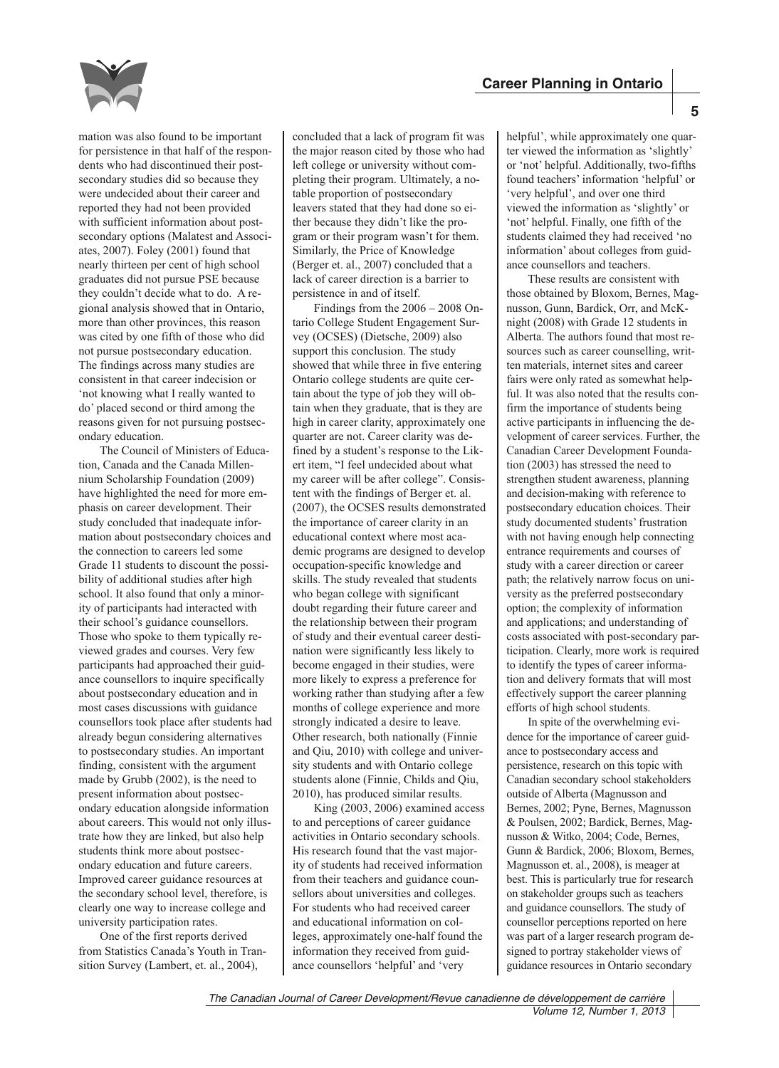mation was also found to be important for persistence in that half of the respondents who had discontinued their postsecondary studies did so because they were undecided about their career and reported they had not been provided with sufficient information about postsecondary options (Malatest and Associates, 2007). Foley (2001) found that nearly thirteen per cent of high school graduates did not pursue PSE because they couldn't decide what to do. A regional analysis showed that in Ontario, more than other provinces, this reason was cited by one fifth of those who did not pursue postsecondary education. The findings across many studies are consistent in that career indecision or 'not knowing what I really wanted to do' placed second or third among the reasons given for not pursuing postsecondary education.

The Council of Ministers of Education, Canada and the Canada Millennium Scholarship Foundation (2009) have highlighted the need for more emphasis on career development. Their study concluded that inadequate information about postsecondary choices and the connection to careers led some Grade 11 students to discount the possibility of additional studies after high school. It also found that only a minority of participants had interacted with their school's guidance counsellors. Those who spoke to them typically reviewed grades and courses. Very few participants had approached their guidance counsellors to inquire specifically about postsecondary education and in most cases discussions with guidance counsellors took place after students had already begun considering alternatives to postsecondary studies. An important finding, consistent with the argument made by Grubb (2002), is the need to present information about postsecondary education alongside information about careers. This would not only illustrate how they are linked, but also help students think more about postsecondary education and future careers. Improved career guidance resources at the secondary school level, therefore, is clearly one way to increase college and university participation rates.

One of the first reports derived from Statistics Canada's Youth in Transition Survey (Lambert, et. al., 2004), concluded that a lack of program fit was the major reason cited by those who had left college or university without completing their program. Ultimately, a notable proportion of postsecondary leavers stated that they had done so either because they didn't like the program or their program wasn't for them. Similarly, the Price of Knowledge (Berger et. al., 2007) concluded that a lack of career direction is a barrier to persistence in and of itself.

Findings from the 2006 – 2008 Ontario College Student Engagement Survey (OCSES) (Dietsche, 2009) also support this conclusion. The study showed that while three in five entering Ontario college students are quite certain about the type of job they will obtain when they graduate, that is they are high in career clarity, approximately one quarter are not. Career clarity was defined by a student's response to the Likert item, "I feel undecided about what my career will be after college". Consistent with the findings of Berger et. al. (2007), the OCSES results demonstrated the importance of career clarity in an educational context where most academic programs are designed to develop occupation-specific knowledge and skills. The study revealed that students who began college with significant doubt regarding their future career and the relationship between their program of study and their eventual career destination were significantly less likely to become engaged in their studies, were more likely to express a preference for working rather than studying after a few months of college experience and more strongly indicated a desire to leave. Other research, both nationally (Finnie and Qiu, 2010) with college and university students and with Ontario college students alone (Finnie, Childs and Qiu, 2010), has produced similar results.

King (2003, 2006) examined access to and perceptions of career guidance activities in Ontario secondary schools. His research found that the vast majority of students had received information from their teachers and guidance counsellors about universities and colleges. For students who had received career and educational information on colleges, approximately one-half found the information they received from guidance counsellors 'helpful' and 'very helpful', while approximately one quarter viewed the information as 'slightly' or 'not' helpful. Additionally, two-fifths found teachers' information 'helpful' or 'very helpful', and over one third viewed the information as 'slightly' or 'not' helpful. Finally, one fifth of the students claimed they had received 'no information' about colleges from guidance counsellors and teachers.

These results are consistent with those obtained by Bloxom, Bernes, Magnusson, Gunn, Bardick, Orr, and McKnight (2008) with Grade 12 students in Alberta. The authors found that most resources such as career counselling, written materials, internet sites and career fairs were only rated as somewhat helpful. It was also noted that the results confirm the importance of students being active participants in influencing the development of career services. Further, the Canadian Career Development Foundation (2003) has stressed the need to strengthen student awareness, planning and decision-making with reference to postsecondary education choices. Their study documented students' frustration with not having enough help connecting entrance requirements and courses of study with a career direction or career path; the relatively narrow focus on university as the preferred postsecondary option; the complexity of information and applications; and understanding of costs associated with post-secondary participation. Clearly, more work is required to identify the types of career information and delivery formats that will most effectively support the career planning efforts of high school students.

In spite of the overwhelming evidence for the importance of career guidance to postsecondary access and persistence, research on this topic with Canadian secondary school stakeholders outside of Alberta (Magnusson and Bernes, 2002; Pyne, Bernes, Magnusson & Poulsen, 2002; Bardick, Bernes, Magnusson & Witko, 2004; Code, Bernes, Gunn & Bardick, 2006; Bloxom, Bernes, Magnusson et. al., 2008), is meager at best. This is particularly true for research on stakeholder groups such as teachers and guidance counsellors. The study of counsellor perceptions reported on here was part of a larger research program designed to portray stakeholder views of guidance resources in Ontario secondary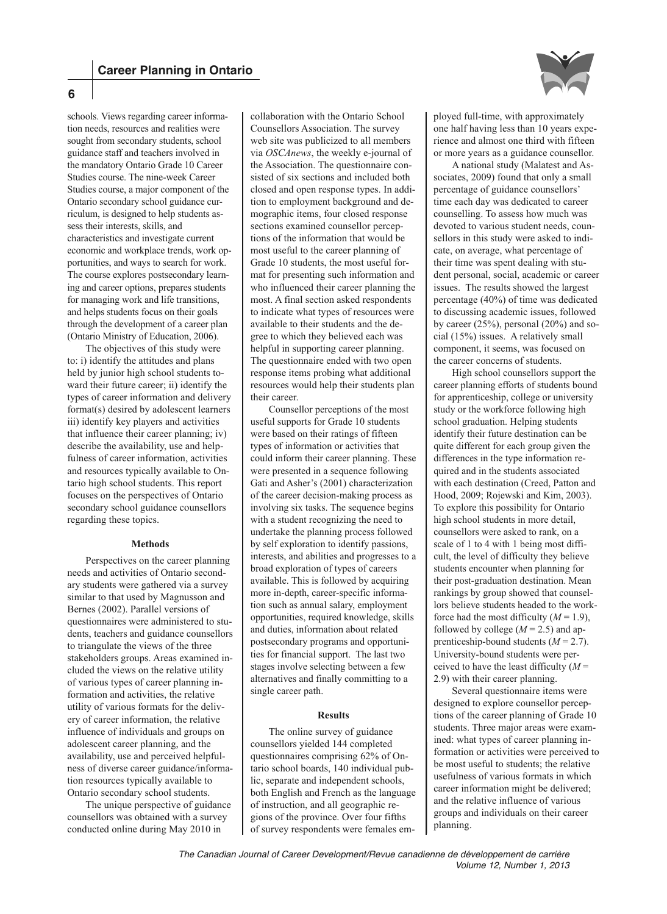schools. Views regarding career information needs, resources and realities were sought from secondary students, school guidance staff and teachers involved in the mandatory Ontario Grade 10 Career Studies course. The nine-week Career Studies course, a major component of the Ontario secondary school guidance curriculum, is designed to help students assess their interests, skills, and characteristics and investigate current economic and workplace trends, work opportunities, and ways to search for work. The course explores postsecondary learning and career options, prepares students for managing work and life transitions, and helps students focus on their goals through the development of a career plan (Ontario Ministry of Education, 2006).

The objectives of this study were to: i) identify the attitudes and plans held by junior high school students toward their future career; ii) identify the types of career information and delivery format(s) desired by adolescent learners iii) identify key players and activities that influence their career planning; iv) describe the availability, use and helpfulness of career information, activities and resources typically available to Ontario high school students. This report focuses on the perspectives of Ontario secondary school guidance counsellors regarding these topics.

### Methods

Perspectives on the career planning needs and activities of Ontario secondary students were gathered via a survey similar to that used by Magnusson and Bernes (2002). Parallel versions of questionnaires were administered to students, teachers and guidance counsellors to triangulate the views of the three stakeholders groups. Areas examined included the views on the relative utility of various types of career planning information and activities, the relative utility of various formats for the delivery of career information, the relative influence of individuals and groups on adolescent career planning, and the availability, use and perceived helpfulness of diverse career guidance/information resources typically available to Ontario secondary school students.

The unique perspective of guidance counsellors was obtained with a survey conducted online during May 2010 in collaboration with the Ontario School Counsellors Association. The survey web site was publicized to all members via *OSCAnews*, the weekly e-journal of the Association. The questionnaire consisted of six sections and included both closed and open response types. In addition to employment background and demographic items, four closed response sections examined counsellor perceptions of the information that would be most useful to the career planning of Grade 10 students, the most useful format for presenting such information and who influenced their career planning the most. A final section asked respondents to indicate what types of resources were available to their students and the degree to which they believed each was helpful in supporting career planning. The questionnaire ended with two open response items probing what additional resources would help their students plan their career.

Counsellor perceptions of the most useful supports for Grade 10 students were based on their ratings of fifteen types of information or activities that could inform their career planning. These were presented in a sequence following Gati and Asher's (2001) characterization of the career decision-making process as involving six tasks. The sequence begins with a student recognizing the need to undertake the planning process followed by self exploration to identify passions, interests, and abilities and progresses to a broad exploration of types of careers available. This is followed by acquiring more in-depth, career-specific information such as annual salary, employment opportunities, required knowledge, skills and duties, information about related postsecondary programs and opportunities for financial support. The last two stages involve selecting between a few alternatives and finally committing to a single career path.

### Results

The online survey of guidance counsellors yielded 144 completed questionnaires comprising 62% of Ontario school boards, 140 individual public, separate and independent schools, both English and French as the language of instruction, and all geographic regions of the province. Over four fifths of survey respondents were females employed full-time, with approximately one half having less than 10 years experience and almost one third with fifteen or more years as a guidance counsellor.

A national study (Malatest and Associates, 2009) found that only a small percentage of guidance counsellors' time each day was dedicated to career counselling. To assess how much was devoted to various student needs, counsellors in this study were asked to indicate, on average, what percentage of their time was spent dealing with student personal, social, academic or career issues. The results showed the largest percentage (40%) of time was dedicated to discussing academic issues, followed by career (25%), personal (20%) and social (15%) issues. A relatively small component, it seems, was focused on the career concerns of students.

High school counsellors support the career planning efforts of students bound for apprenticeship, college or university study or the workforce following high school graduation. Helping students identify their future destination can be quite different for each group given the differences in the type information required and in the students associated with each destination (Creed, Patton and Hood, 2009; Rojewski and Kim, 2003). To explore this possibility for Ontario high school students in more detail, counsellors were asked to rank, on a scale of 1 to 4 with 1 being most difficult, the level of difficulty they believe students encounter when planning for their post-graduation destination. Mean rankings by group showed that counsellors believe students headed to the workforce had the most difficulty ($M = 1.9$), followed by college ($M = 2.5$) and apprenticeship-bound students ($M = 2.7$). University-bound students were perceived to have the least difficulty ($M = 2.9$) with their career planning.

Several questionnaire items were designed to explore counsellor perceptions of the career planning of Grade 10 students. Three major areas were examined: what types of career planning information or activities were perceived to be most useful to students; the relative usefulness of various formats in which career information might be delivered; and the relative influence of various groups and individuals on their career planning.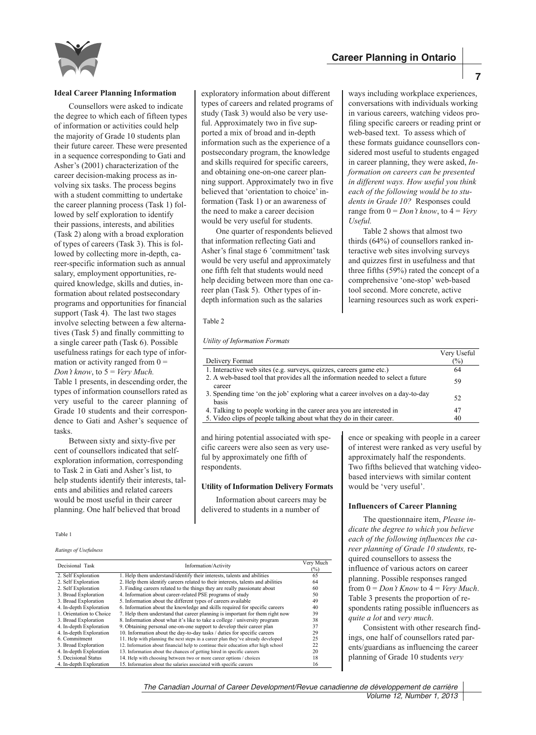### Ideal Career Planning Information

Counsellors were asked to indicate the degree to which each of fifteen types of information or activities could help the majority of Grade 10 students plan their future career. These were presented in a sequence corresponding to Gati and Asher's (2001) characterization of the career decision-making process as involving six tasks. The process begins with a student committing to undertake the career planning process (Task 1) followed by self exploration to identify their passions, interests, and abilities (Task 2) along with a broad exploration of types of careers (Task 3). This is followed by collecting more in-depth, career-specific information such as annual salary, employment opportunities, required knowledge, skills and duties, information about related postsecondary programs and opportunities for financial support (Task 4). The last two stages involve selecting between a few alternatives (Task 5) and finally committing to a single career path (Task 6). Possible usefulness ratings for each type of information or activity ranged from 0 = *Don't know*, to 5 = *Very Much.* Table 1 presents, in descending order, the types of information counsellors rated as very useful to the career planning of Grade 10 students and their correspondence to Gati and Asher's sequence of tasks.

Between sixty and sixty-five per cent of counsellors indicated that self-exploration information, corresponding to Task 2 in Gati and Asher's list, to help students identify their interests, talents and abilities and related careers would be most useful in their career planning. One half believed that broad exploratory information about different types of careers and related programs of study (Task 3) would also be very useful. Approximately two in five supported a mix of broad and in-depth information such as the experience of a postsecondary program, the knowledge and skills required for specific careers, and obtaining one-on-one career planning support. Approximately two in five believed that 'orientation to choice' information (Task 1) or an awareness of the need to make a career decision would be very useful for students.

One quarter of respondents believed that information reflecting Gati and Asher's final stage 6 'commitment' task would be very useful and approximately one fifth felt that students would need help deciding between more than one career plan (Task 5). Other types of in-depth information such as the salaries and hiring potential associated with specific careers were also seen as very useful by approximately one fifth of respondents.

Table 1

*Ratings of Usefulness*

| Decisional Task | Information/Activity | Very Much (%) |
|---|---|---|
| 2. Self Exploration | 1. Help them understand/identify their interests, talents and abilities | 65 |
| 2. Self Exploration | 2. Help them identify careers related to their interests, talents and abilities | 64 |
| 2. Self Exploration | 3. Finding careers related to the things they are really passionate about | 60 |
| 3. Broad Exploration | 4. Information about career-related PSE programs of study | 50 |
| 3. Broad Exploration | 5. Information about the different types of careers available | 49 |
| 4. In-depth Exploration | 6. Information about the knowledge and skills required for specific careers | 40 |
| 1. Orientation to Choice | 7. Help them understand that career planning is important for them right now | 39 |
| 3. Broad Exploration | 8. Information about what it's like to take a college / university program | 38 |
| 4. In-depth Exploration | 9. Obtaining personal one-on-one support to develop their career plan | 37 |
| 4. In-depth Exploration | 10. Information about the day-to-day tasks / duties for specific careers | 29 |
| 6. Commitment | 11. Help with planning the next steps in a career plan they've already developed | 25 |
| 3. Broad Exploration | 12. Information about financial help to continue their education after high school | 22 |
| 4. In-depth Exploration | 13. Information about the chances of getting hired in specific careers | 20 |
| 5. Decisional Status | 14. Help with choosing between two or more career options / choices | 18 |
| 4. In-depth Exploration | 15. Information about the salaries associated with specific careers | 16 |

### Utility of Information Delivery Formats

Information about careers may be delivered to students in a number of ways including workplace experiences, conversations with individuals working in various careers, watching videos profiling specific careers or reading print or web-based text. To assess which of these formats guidance counsellors considered most useful to students engaged in career planning, they were asked, *Information on careers can be presented in different ways. How useful you think each of the following would be to students in Grade 10?* Responses could range from 0 = *Don't know*, to 4 = *Very Useful.*

Table 2 shows that almost two thirds (64%) of counsellors ranked interactive web sites involving surveys and quizzes first in usefulness and that three fifths (59%) rated the concept of a comprehensive 'one-stop' web-based tool second. More concrete, active learning resources such as work experience or speaking with people in a career of interest were ranked as very useful by approximately half the respondents. Two fifths believed that watching video-based interviews with similar content would be 'very useful'.

Table 2

*Utility of Information Formats*

| Delivery Format | Very Useful (%) |
|---|---|
| 1. Interactive web sites (e.g. surveys, quizzes, careers game etc.) | 64 |
| 2. A web-based tool that provides all the information needed to select a future career | 59 |
| 3. Spending time 'on the job' exploring what a career involves on a day-to-day basis | 52 |
| 4. Talking to people working in the career area you are interested in | 47 |
| 5. Video clips of people talking about what they do in their career. | 40 |

### Influencers of Career Planning

The questionnaire item, *Please indicate the degree to which you believe each of the following influences the career planning of Grade 10 students,* required counsellors to assess the influence of various actors on career planning. Possible responses ranged from 0 = *Don't Know* to 4 = *Very Much*. Table 3 presents the proportion of respondents rating possible influencers as *quite a lot* and *very much*.

Consistent with other research findings, one half of counsellors rated parents/guardians as influencing the career planning of Grade 10 students *very*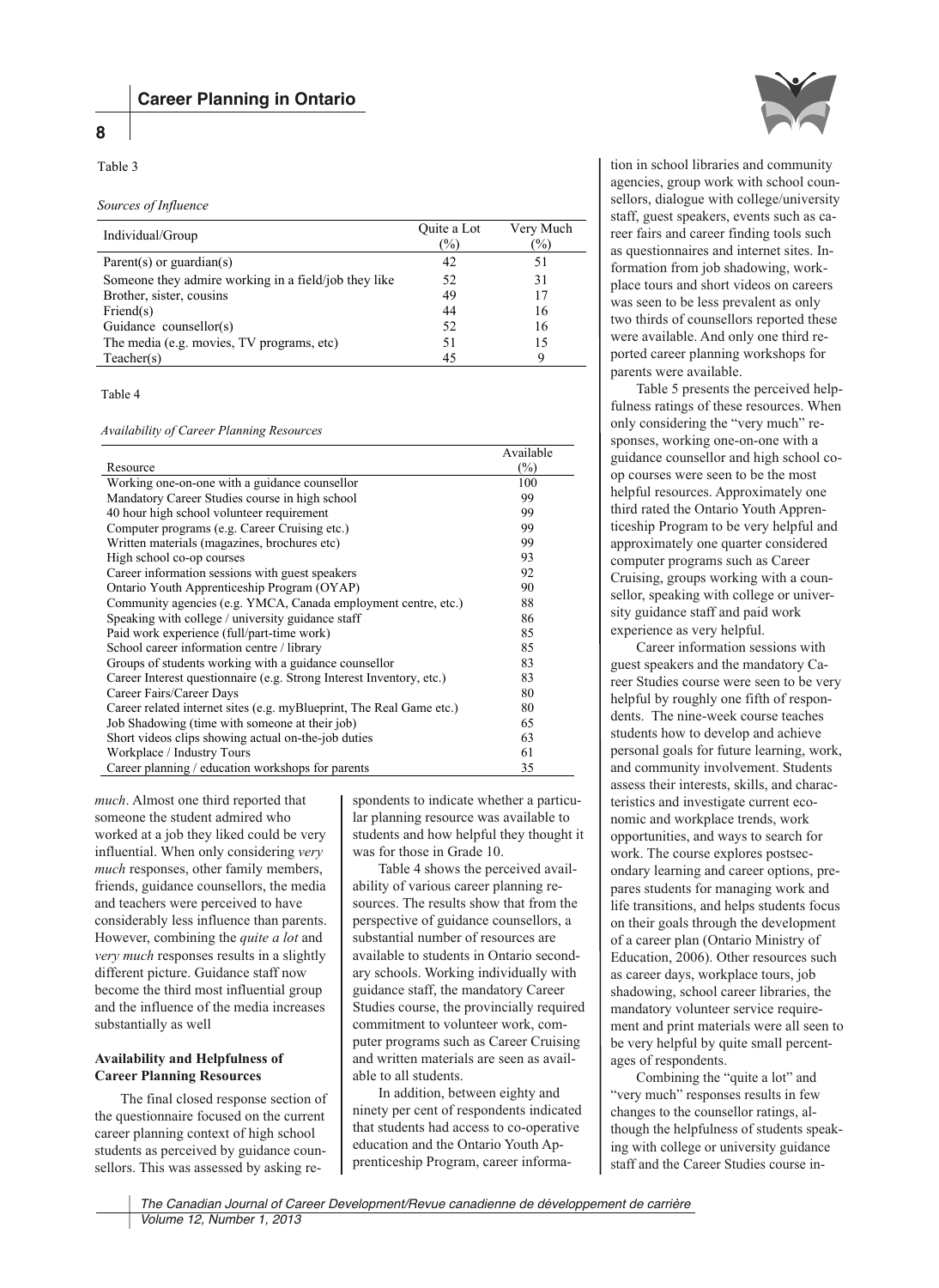Table 3

*Sources of Influence*

| Individual/Group | Quite a Lot (%) | Very Much (%) |
|---|---|---|
| Parent(s) or guardian(s) | 42 | 51 |
| Someone they admire working in a field/job they like | 52 | 31 |
| Brother, sister, cousins | 49 | 17 |
| Friend(s) | 44 | 16 |
| Guidance counsellor(s) | 52 | 16 |
| The media (e.g. movies, TV programs, etc) | 51 | 15 |
| Teacher(s) | 45 | 9 |

Table 4

*Availability of Career Planning Resources*

| Resource | Available (%) |
|---|---|
| Working one-on-one with a guidance counsellor | 100 |
| Mandatory Career Studies course in high school | 99 |
| 40 hour high school volunteer requirement | 99 |
| Computer programs (e.g. Career Cruising etc.) | 99 |
| Written materials (magazines, brochures etc) | 99 |
| High school co-op courses | 93 |
| Career information sessions with guest speakers | 92 |
| Ontario Youth Apprenticeship Program (OYAP) | 90 |
| Community agencies (e.g. YMCA, Canada employment centre, etc.) | 88 |
| Speaking with college / university guidance staff | 86 |
| Paid work experience (full/part-time work) | 85 |
| School career information centre / library | 85 |
| Groups of students working with a guidance counsellor | 83 |
| Career Interest questionnaire (e.g. Strong Interest Inventory, etc.) | 83 |
| Career Fairs/Career Days | 80 |
| Career related internet sites (e.g. myBlueprint, The Real Game etc.) | 80 |
| Job Shadowing (time with someone at their job) | 65 |
| Short videos clips showing actual on-the-job duties | 63 |
| Workplace / Industry Tours | 61 |
| Career planning / education workshops for parents | 35 |

*much*. Almost one third reported that someone the student admired who worked at a job they liked could be very influential. When only considering *very much* responses, other family members, friends, guidance counsellors, the media and teachers were perceived to have considerably less influence than parents. However, combining the *quite a lot* and *very much* responses results in a slightly different picture. Guidance staff now become the third most influential group and the influence of the media increases substantially as well

**Availability and Helpfulness of Career Planning Resources**

The final closed response section of the questionnaire focused on the current career planning context of high school students as perceived by guidance counsellors. This was assessed by asking respondents to indicate whether a particular planning resource was available to students and how helpful they thought it was for those in Grade 10.

Table 4 shows the perceived availability of various career planning resources. The results show that from the perspective of guidance counsellors, a substantial number of resources are available to students in Ontario secondary schools. Working individually with guidance staff, the mandatory Career Studies course, the provincially required commitment to volunteer work, computer programs such as Career Cruising and written materials are seen as available to all students.

In addition, between eighty and ninety per cent of respondents indicated that students had access to co-operative education and the Ontario Youth Apprenticeship Program, career information in school libraries and community agencies, group work with school counsellors, dialogue with college/university staff, guest speakers, events such as career fairs and career finding tools such as questionnaires and internet sites. Information from job shadowing, workplace tours and short videos on careers was seen to be less prevalent as only two thirds of counsellors reported these were available. And only one third reported career planning workshops for parents were available.

Table 5 presents the perceived helpfulness ratings of these resources. When only considering the "very much" responses, working one-on-one with a guidance counsellor and high school co-op courses were seen to be the most helpful resources. Approximately one third rated the Ontario Youth Apprenticeship Program to be very helpful and approximately one quarter considered computer programs such as Career Cruising, groups working with a counsellor, speaking with college or university guidance staff and paid work experience as very helpful.

Career information sessions with guest speakers and the mandatory Career Studies course were seen to be very helpful by roughly one fifth of respondents. The nine-week course teaches students how to develop and achieve personal goals for future learning, work, and community involvement. Students assess their interests, skills, and characteristics and investigate current economic and workplace trends, work opportunities, and ways to search for work. The course explores postsecondary learning and career options, prepares students for managing work and life transitions, and helps students focus on their goals through the development of a career plan (Ontario Ministry of Education, 2006). Other resources such as career days, workplace tours, job shadowing, school career libraries, the mandatory volunteer service requirement and print materials were all seen to be very helpful by quite small percentages of respondents.

Combining the "quite a lot" and "very much" responses results in few changes to the counsellor ratings, although the helpfulness of students speaking with college or university guidance staff and the Career Studies course in-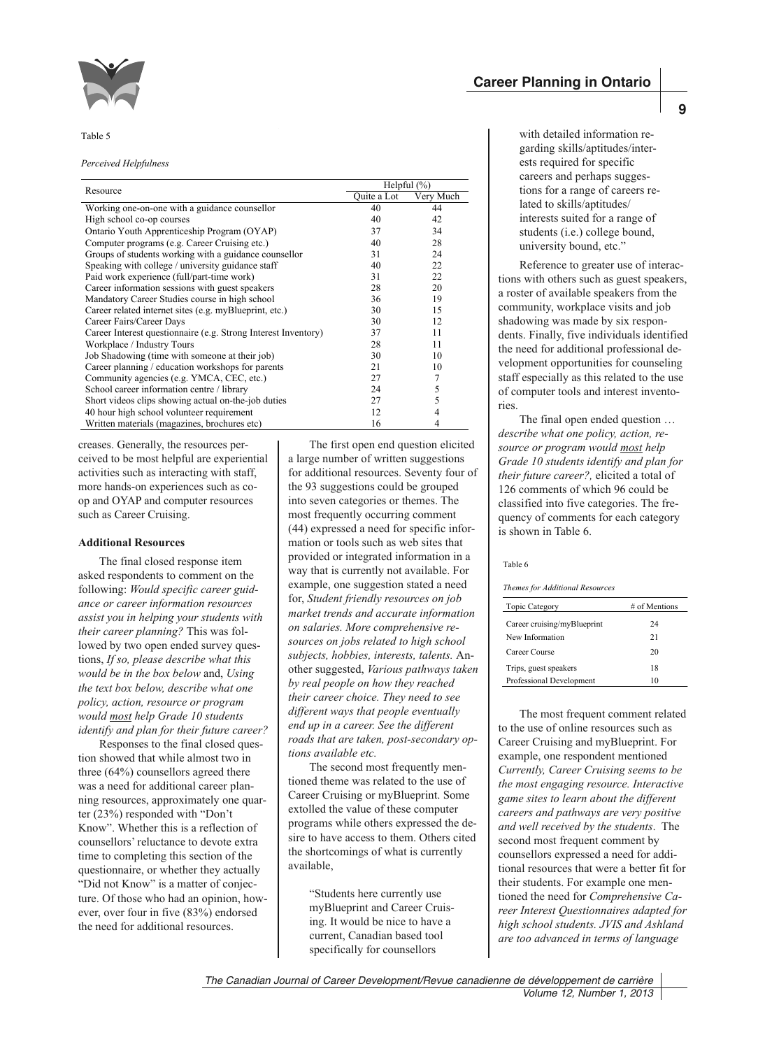Table 5

*Perceived Helpfulness*

| Resource | Helpful (%) | |
|---|---|---|
| | Quite a Lot | Very Much |
| Working one-on-one with a guidance counsellor | 40 | 44 |
| High school co-op courses | 40 | 42 |
| Ontario Youth Apprenticeship Program (OYAP) | 37 | 34 |
| Computer programs (e.g. Career Cruising etc.) | 40 | 28 |
| Groups of students working with a guidance counsellor | 31 | 24 |
| Speaking with college / university guidance staff | 40 | 22 |
| Paid work experience (full/part-time work) | 31 | 22 |
| Career information sessions with guest speakers | 28 | 20 |
| Mandatory Career Studies course in high school | 36 | 19 |
| Career related internet sites (e.g. myBlueprint, etc.) | 30 | 15 |
| Career Fairs/Career Days | 30 | 12 |
| Career Interest questionnaire (e.g. Strong Interest Inventory) | 37 | 11 |
| Workplace / Industry Tours | 28 | 11 |
| Job Shadowing (time with someone at their job) | 30 | 10 |
| Career planning / education workshops for parents | 21 | 10 |
| Community agencies (e.g. YMCA, CEC, etc.) | 27 | 7 |
| School career information centre / library | 24 | 5 |
| Short videos clips showing actual on-the-job duties | 27 | 5 |
| 40 hour high school volunteer requirement | 12 | 4 |
| Written materials (magazines, brochures etc) | 16 | 4 |

creases. Generally, the resources perceived to be most helpful are experiential activities such as interacting with staff, more hands-on experiences such as co-op and OYAP and computer resources such as Career Cruising.

**Additional Resources**

The final closed response item asked respondents to comment on the following: *Would specific career guidance or career information resources assist you in helping your students with their career planning?* This was followed by two open ended survey questions, *If so, please describe what this would be in the box below* and, *Using the text box below, describe what one policy, action, resource or program would most help Grade 10 students identify and plan for their future career?*

Responses to the final closed question showed that while almost two in three (64%) counsellors agreed there was a need for additional career planning resources, approximately one quarter (23%) responded with "Don't Know". Whether this is a reflection of counsellors' reluctance to devote extra time to completing this section of the questionnaire, or whether they actually "Did not Know" is a matter of conjecture. Of those who had an opinion, however, over four in five (83%) endorsed the need for additional resources.

The first open end question elicited a large number of written suggestions for additional resources. Seventy four of the 93 suggestions could be grouped into seven categories or themes. The most frequently occurring comment (44) expressed a need for specific information or tools such as web sites that provided or integrated information in a way that is currently not available. For example, one suggestion stated a need for, *Student friendly resources on job market trends and accurate information on salaries. More comprehensive resources on jobs related to high school subjects, hobbies, interests, talents.* Another suggested, *Various pathways taken by real people on how they reached their career choice. They need to see different ways that people eventually end up in a career. See the different roads that are taken, post-secondary options available etc.*

The second most frequently mentioned theme was related to the use of Career Cruising or myBlueprint. Some extolled the value of these computer programs while others expressed the desire to have access to them. Others cited the shortcomings of what is currently available,

> "Students here currently use myBlueprint and Career Cruising. It would be nice to have a current, Canadian based tool specifically for counsellors with detailed information regarding skills/aptitudes/interests required for specific careers and perhaps suggestions for a range of careers related to skills/aptitudes/interests suited for a range of students (i.e.) college bound, university bound, etc."

Reference to greater use of interactions with others such as guest speakers, a roster of available speakers from the community, workplace visits and job shadowing was made by six respondents. Finally, five individuals identified the need for additional professional development opportunities for counseling staff especially as this related to the use of computer tools and interest inventories.

The final open ended question … *describe what one policy, action, resource or program would most help Grade 10 students identify and plan for their future career?,* elicited a total of 126 comments of which 96 could be classified into five categories. The frequency of comments for each category is shown in Table 6.

Table 6

*Themes for Additional Resources*

| Topic Category | # of Mentions |
|---|---|
| Career cruising/myBlueprint | 24 |
| New Information | 21 |
| Career Course | 20 |
| Trips, guest speakers | 18 |
| Professional Development | 10 |

The most frequent comment related to the use of online resources such as Career Cruising and myBlueprint. For example, one respondent mentioned *Currently, Career Cruising seems to be the most engaging resource. Interactive game sites to learn about the different careers and pathways are very positive and well received by the students*. The second most frequent comment by counsellors expressed a need for additional resources that were a better fit for their students. For example one mentioned the need for *Comprehensive Career Interest Questionnaires adapted for high school students. JVIS and Ashland are too advanced in terms of language*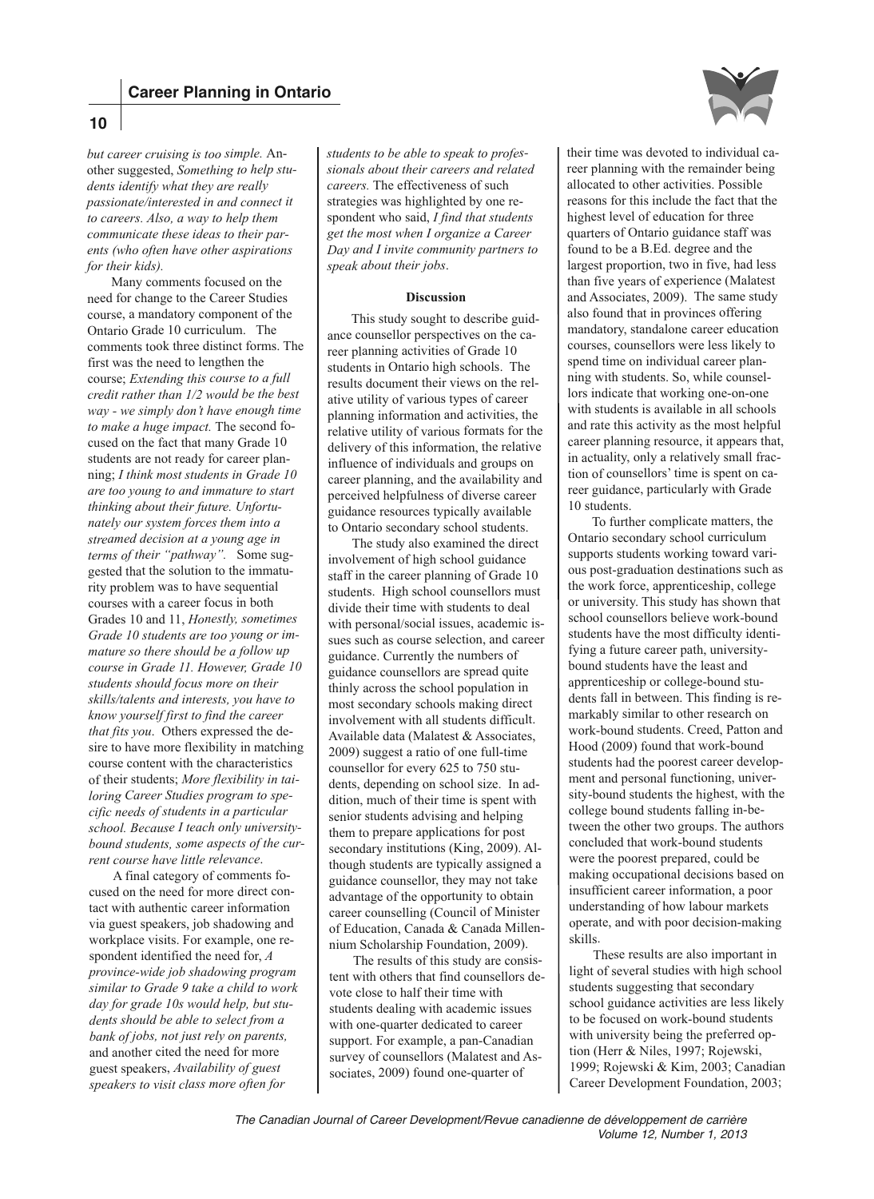*but career cruising is too simple.* Another suggested, *Something to help students identify what they are really passionate/interested in and connect it to careers. Also, a way to help them communicate these ideas to their parents (who often have other aspirations for their kids).*

Many comments focused on the need for change to the Career Studies course, a mandatory component of the Ontario Grade 10 curriculum. The comments took three distinct forms. The first was the need to lengthen the course; *Extending this course to a full credit rather than 1/2 would be the best way - we simply don't have enough time to make a huge impact.* The second focused on the fact that many Grade 10 students are not ready for career planning; *I think most students in Grade 10 are too young to and immature to start thinking about their future. Unfortunately our system forces them into a streamed decision at a young age in terms of their "pathway".* Some suggested that the solution to the immaturity problem was to have sequential courses with a career focus in both Grades 10 and 11, *Honestly, sometimes Grade 10 students are too young or immature so there should be a follow up course in Grade 11. However, Grade 10 students should focus more on their skills/talents and interests, you have to know yourself first to find the career that fits you*. Others expressed the desire to have more flexibility in matching course content with the characteristics of their students; *More flexibility in tailoring Career Studies program to specific needs of students in a particular school. Because I teach only university-bound students, some aspects of the current course have little relevance.*

A final category of comments focused on the need for more direct contact with authentic career information via guest speakers, job shadowing and workplace visits. For example, one respondent identified the need for, *A province-wide job shadowing program similar to Grade 9 take a child to work day for grade 10s would help, but students should be able to select from a bank of jobs, not just rely on parents,* and another cited the need for more guest speakers, *Availability of guest speakers to visit class more often for students to be able to speak to professionals about their careers and related careers.* The effectiveness of such strategies was highlighted by one respondent who said, *I find that students get the most when I organize a Career Day and I invite community partners to speak about their jobs*.

## Discussion

This study sought to describe guidance counsellor perspectives on the career planning activities of Grade 10 students in Ontario high schools. The results document their views on the relative utility of various types of career planning information and activities, the relative utility of various formats for the delivery of this information, the relative influence of individuals and groups on career planning, and the availability and perceived helpfulness of diverse career guidance resources typically available to Ontario secondary school students.

The study also examined the direct involvement of high school guidance staff in the career planning of Grade 10 students. High school counsellors must divide their time with students to deal with personal/social issues, academic issues such as course selection, and career guidance. Currently the numbers of guidance counsellors are spread quite thinly across the school population in most secondary schools making direct involvement with all students difficult. Available data (Malatest & Associates, 2009) suggest a ratio of one full-time counsellor for every 625 to 750 students, depending on school size. In addition, much of their time is spent with senior students advising and helping them to prepare applications for post secondary institutions (King, 2009). Although students are typically assigned a guidance counsellor, they may not take advantage of the opportunity to obtain career counselling (Council of Minister of Education, Canada & Canada Millennium Scholarship Foundation, 2009).

The results of this study are consistent with others that find counsellors devote close to half their time with students dealing with academic issues with one-quarter dedicated to career support. For example, a pan-Canadian survey of counsellors (Malatest and Associates, 2009) found one-quarter of their time was devoted to individual career planning with the remainder being allocated to other activities. Possible reasons for this include the fact that the highest level of education for three quarters of Ontario guidance staff was found to be a B.Ed. degree and the largest proportion, two in five, had less than five years of experience (Malatest and Associates, 2009). The same study also found that in provinces offering mandatory, standalone career education courses, counsellors were less likely to spend time on individual career planning with students. So, while counsellors indicate that working one-on-one with students is available in all schools and rate this activity as the most helpful career planning resource, it appears that, in actuality, only a relatively small fraction of counsellors' time is spent on career guidance, particularly with Grade 10 students.

To further complicate matters, the Ontario secondary school curriculum supports students working toward various post-graduation destinations such as the work force, apprenticeship, college or university. This study has shown that school counsellors believe work-bound students have the most difficulty identifying a future career path, university-bound students have the least and apprenticeship or college-bound students fall in between. This finding is remarkably similar to other research on work-bound students. Creed, Patton and Hood (2009) found that work-bound students had the poorest career development and personal functioning, university-bound students the highest, with the college bound students falling in-between the other two groups. The authors concluded that work-bound students were the poorest prepared, could be making occupational decisions based on insufficient career information, a poor understanding of how labour markets operate, and with poor decision-making skills.

These results are also important in light of several studies with high school students suggesting that secondary school guidance activities are less likely to be focused on work-bound students with university being the preferred option (Herr & Niles, 1997; Rojewski, 1999; Rojewski & Kim, 2003; Canadian Career Development Foundation, 2003;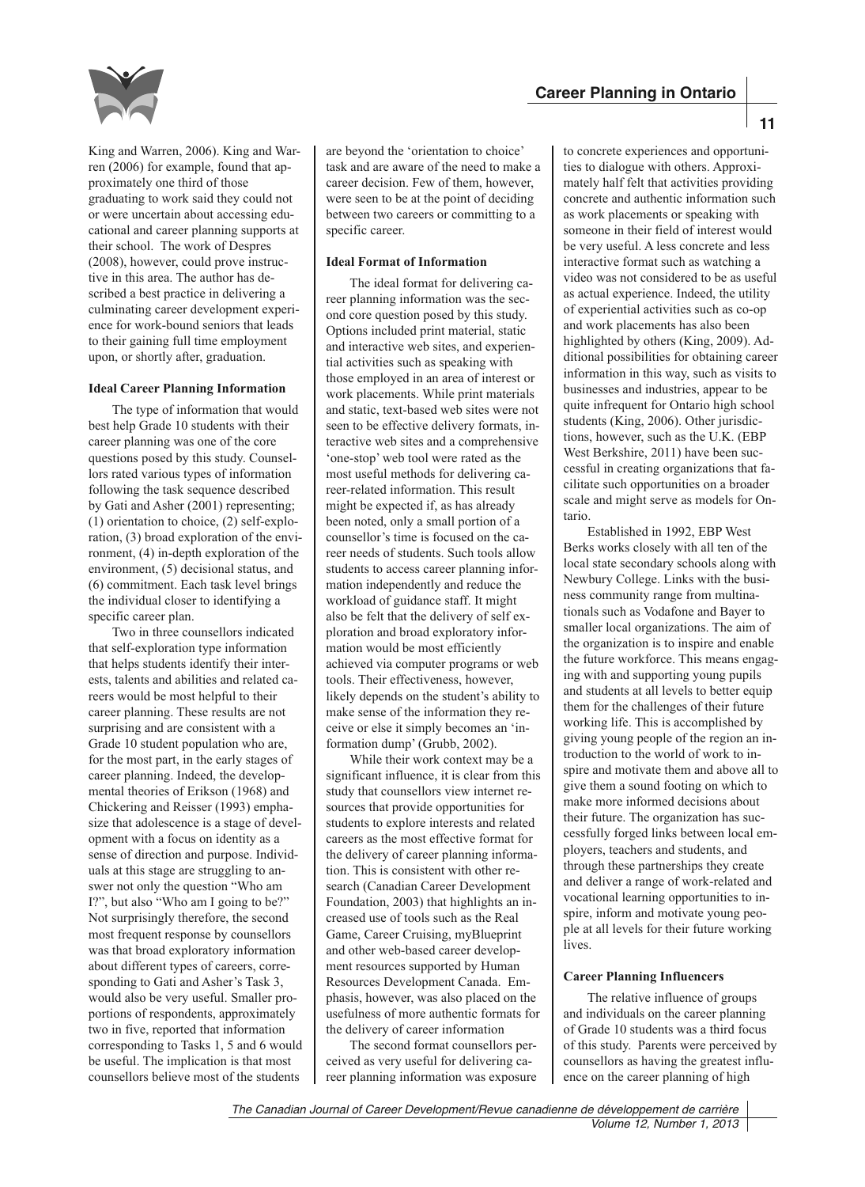King and Warren, 2006). King and Warren (2006) for example, found that approximately one third of those graduating to work said they could not or were uncertain about accessing educational and career planning supports at their school. The work of Despres (2008), however, could prove instructive in this area. The author has described a best practice in delivering a culminating career development experience for work-bound seniors that leads to their gaining full time employment upon, or shortly after, graduation.

#### Ideal Career Planning Information

The type of information that would best help Grade 10 students with their career planning was one of the core questions posed by this study. Counsellors rated various types of information following the task sequence described by Gati and Asher (2001) representing; (1) orientation to choice, (2) self-exploration, (3) broad exploration of the environment, (4) in-depth exploration of the environment, (5) decisional status, and (6) commitment. Each task level brings the individual closer to identifying a specific career plan.

Two in three counsellors indicated that self-exploration type information that helps students identify their interests, talents and abilities and related careers would be most helpful to their career planning. These results are not surprising and are consistent with a Grade 10 student population who are, for the most part, in the early stages of career planning. Indeed, the developmental theories of Erikson (1968) and Chickering and Reisser (1993) emphasize that adolescence is a stage of development with a focus on identity as a sense of direction and purpose. Individuals at this stage are struggling to answer not only the question "Who am I?", but also "Who am I going to be?" Not surprisingly therefore, the second most frequent response by counsellors was that broad exploratory information about different types of careers, corresponding to Gati and Asher's Task 3, would also be very useful. Smaller proportions of respondents, approximately two in five, reported that information corresponding to Tasks 1, 5 and 6 would be useful. The implication is that most counsellors believe most of the students are beyond the 'orientation to choice' task and are aware of the need to make a career decision. Few of them, however, were seen to be at the point of deciding between two careers or committing to a specific career.

#### Ideal Format of Information

The ideal format for delivering career planning information was the second core question posed by this study. Options included print material, static and interactive web sites, and experiential activities such as speaking with those employed in an area of interest or work placements. While print materials and static, text-based web sites were not seen to be effective delivery formats, interactive web sites and a comprehensive 'one-stop' web tool were rated as the most useful methods for delivering career-related information. This result might be expected if, as has already been noted, only a small portion of a counsellor's time is focused on the career needs of students. Such tools allow students to access career planning information independently and reduce the workload of guidance staff. It might also be felt that the delivery of self exploration and broad exploratory information would be most efficiently achieved via computer programs or web tools. Their effectiveness, however, likely depends on the student's ability to make sense of the information they receive or else it simply becomes an 'information dump' (Grubb, 2002).

While their work context may be a significant influence, it is clear from this study that counsellors view internet resources that provide opportunities for students to explore interests and related careers as the most effective format for the delivery of career planning information. This is consistent with other research (Canadian Career Development Foundation, 2003) that highlights an increased use of tools such as the Real Game, Career Cruising, myBlueprint and other web-based career development resources supported by Human Resources Development Canada. Emphasis, however, was also placed on the usefulness of more authentic formats for the delivery of career information

The second format counsellors perceived as very useful for delivering career planning information was exposure to concrete experiences and opportunities to dialogue with others. Approximately half felt that activities providing concrete and authentic information such as work placements or speaking with someone in their field of interest would be very useful. A less concrete and less interactive format such as watching a video was not considered to be as useful as actual experience. Indeed, the utility of experiential activities such as co-op and work placements has also been highlighted by others (King, 2009). Additional possibilities for obtaining career information in this way, such as visits to businesses and industries, appear to be quite infrequent for Ontario high school students (King, 2006). Other jurisdictions, however, such as the U.K. (EBP West Berkshire, 2011) have been successful in creating organizations that facilitate such opportunities on a broader scale and might serve as models for Ontario.

Established in 1992, EBP West Berks works closely with all ten of the local state secondary schools along with Newbury College. Links with the business community range from multinationals such as Vodafone and Bayer to smaller local organizations. The aim of the organization is to inspire and enable the future workforce. This means engaging with and supporting young pupils and students at all levels to better equip them for the challenges of their future working life. This is accomplished by giving young people of the region an introduction to the world of work to inspire and motivate them and above all to give them a sound footing on which to make more informed decisions about their future. The organization has successfully forged links between local employers, teachers and students, and through these partnerships they create and deliver a range of work-related and vocational learning opportunities to inspire, inform and motivate young people at all levels for their future working lives.

#### Career Planning Influencers

The relative influence of groups and individuals on the career planning of Grade 10 students was a third focus of this study. Parents were perceived by counsellors as having the greatest influence on the career planning of high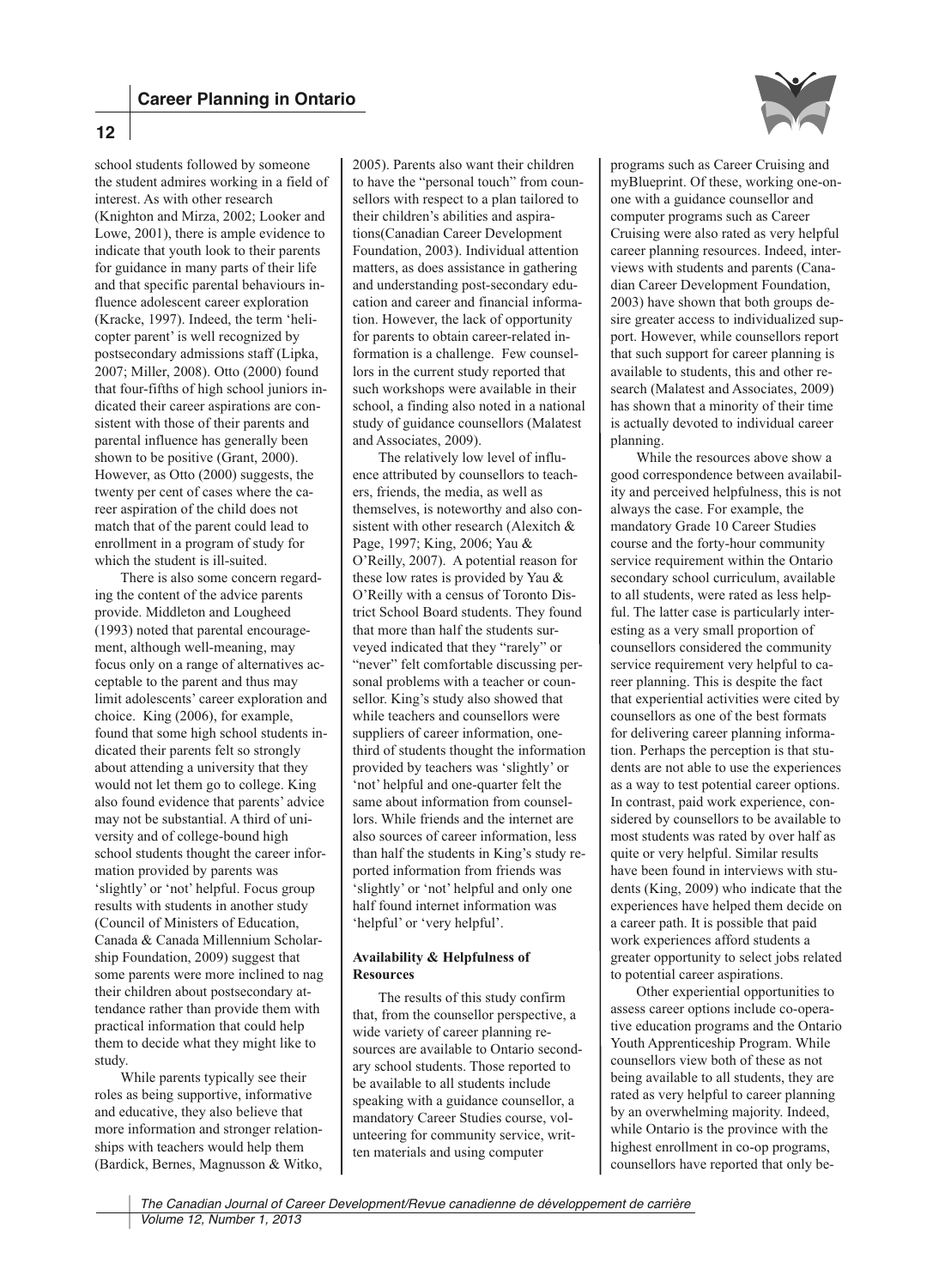school students followed by someone the student admires working in a field of interest. As with other research (Knighton and Mirza, 2002; Looker and Lowe, 2001), there is ample evidence to indicate that youth look to their parents for guidance in many parts of their life and that specific parental behaviours influence adolescent career exploration (Kracke, 1997). Indeed, the term 'helicopter parent' is well recognized by postsecondary admissions staff (Lipka, 2007; Miller, 2008). Otto (2000) found that four-fifths of high school juniors indicated their career aspirations are consistent with those of their parents and parental influence has generally been shown to be positive (Grant, 2000). However, as Otto (2000) suggests, the twenty per cent of cases where the career aspiration of the child does not match that of the parent could lead to enrollment in a program of study for which the student is ill-suited.

There is also some concern regarding the content of the advice parents provide. Middleton and Lougheed (1993) noted that parental encouragement, although well-meaning, may focus only on a range of alternatives acceptable to the parent and thus may limit adolescents' career exploration and choice. King (2006), for example, found that some high school students indicated their parents felt so strongly about attending a university that they would not let them go to college. King also found evidence that parents' advice may not be substantial. A third of university and of college-bound high school students thought the career information provided by parents was 'slightly' or 'not' helpful. Focus group results with students in another study (Council of Ministers of Education, Canada & Canada Millennium Scholarship Foundation, 2009) suggest that some parents were more inclined to nag their children about postsecondary attendance rather than provide them with practical information that could help them to decide what they might like to study.

While parents typically see their roles as being supportive, informative and educative, they also believe that more information and stronger relationships with teachers would help them (Bardick, Bernes, Magnusson & Witko, 2005). Parents also want their children to have the "personal touch" from counsellors with respect to a plan tailored to their children's abilities and aspirations(Canadian Career Development Foundation, 2003). Individual attention matters, as does assistance in gathering and understanding post-secondary education and career and financial information. However, the lack of opportunity for parents to obtain career-related information is a challenge. Few counsellors in the current study reported that such workshops were available in their school, a finding also noted in a national study of guidance counsellors (Malatest and Associates, 2009).

The relatively low level of influence attributed by counsellors to teachers, friends, the media, as well as themselves, is noteworthy and also consistent with other research (Alexitch & Page, 1997; King, 2006; Yau & O'Reilly, 2007). A potential reason for these low rates is provided by Yau & O'Reilly with a census of Toronto District School Board students. They found that more than half the students surveyed indicated that they "rarely" or "never" felt comfortable discussing personal problems with a teacher or counsellor. King's study also showed that while teachers and counsellors were suppliers of career information, one-third of students thought the information provided by teachers was 'slightly' or 'not' helpful and one-quarter felt the same about information from counsellors. While friends and the internet are also sources of career information, less than half the students in King's study reported information from friends was 'slightly' or 'not' helpful and only one half found internet information was 'helpful' or 'very helpful'.

**Availability & Helpfulness of Resources**

The results of this study confirm that, from the counsellor perspective, a wide variety of career planning resources are available to Ontario secondary school students. Those reported to be available to all students include speaking with a guidance counsellor, a mandatory Career Studies course, volunteering for community service, written materials and using computer programs such as Career Cruising and myBlueprint. Of these, working one-on-one with a guidance counsellor and computer programs such as Career Cruising were also rated as very helpful career planning resources. Indeed, interviews with students and parents (Canadian Career Development Foundation, 2003) have shown that both groups desire greater access to individualized support. However, while counsellors report that such support for career planning is available to students, this and other research (Malatest and Associates, 2009) has shown that a minority of their time is actually devoted to individual career planning.

While the resources above show a good correspondence between availability and perceived helpfulness, this is not always the case. For example, the mandatory Grade 10 Career Studies course and the forty-hour community service requirement within the Ontario secondary school curriculum, available to all students, were rated as less helpful. The latter case is particularly interesting as a very small proportion of counsellors considered the community service requirement very helpful to career planning. This is despite the fact that experiential activities were cited by counsellors as one of the best formats for delivering career planning information. Perhaps the perception is that students are not able to use the experiences as a way to test potential career options. In contrast, paid work experience, considered by counsellors to be available to most students was rated by over half as quite or very helpful. Similar results have been found in interviews with students (King, 2009) who indicate that the experiences have helped them decide on a career path. It is possible that paid work experiences afford students a greater opportunity to select jobs related to potential career aspirations.

Other experiential opportunities to assess career options include co-operative education programs and the Ontario Youth Apprenticeship Program. While counsellors view both of these as not being available to all students, they are rated as very helpful to career planning by an overwhelming majority. Indeed, while Ontario is the province with the highest enrollment in co-op programs, counsellors have reported that only be-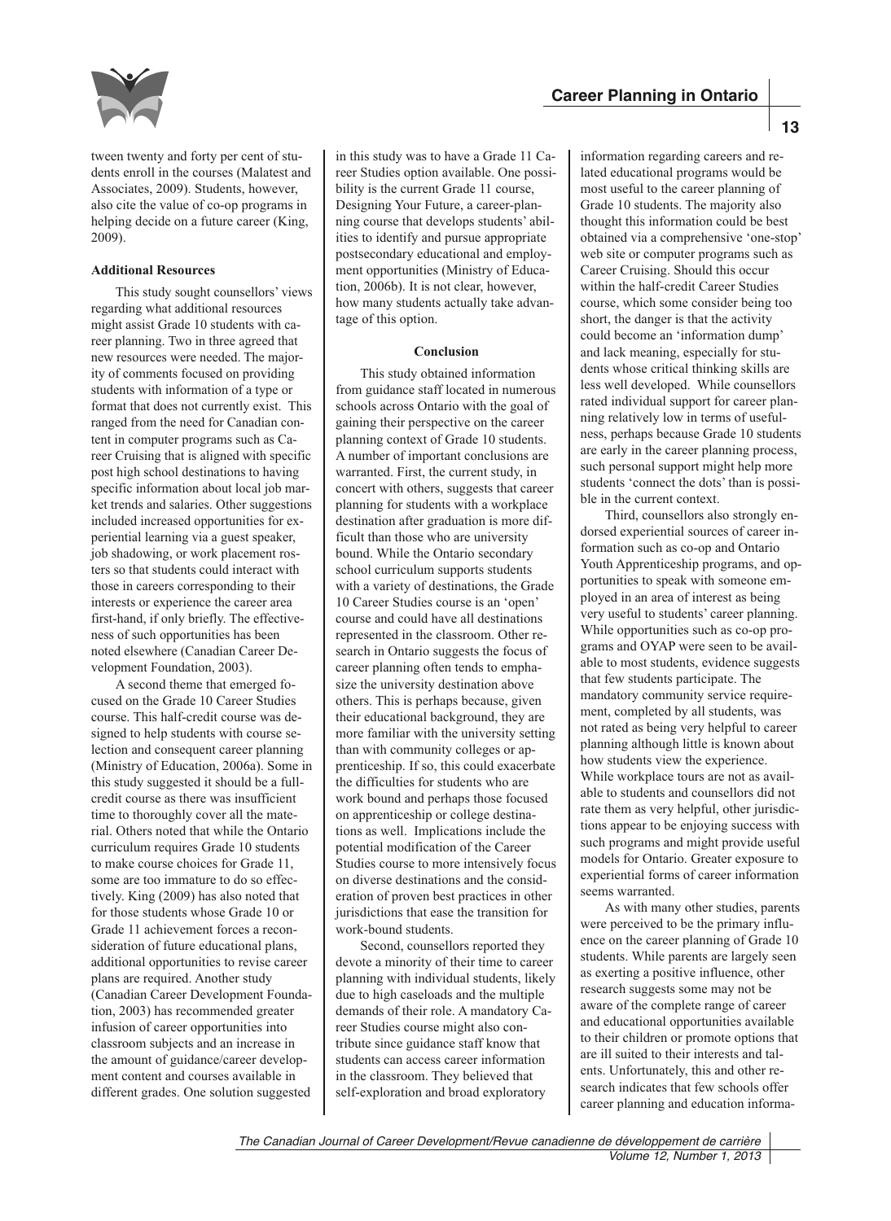tween twenty and forty per cent of students enroll in the courses (Malatest and Associates, 2009). Students, however, also cite the value of co-op programs in helping decide on a future career (King, 2009).

**Additional Resources**

This study sought counsellors' views regarding what additional resources might assist Grade 10 students with career planning. Two in three agreed that new resources were needed. The majority of comments focused on providing students with information of a type or format that does not currently exist. This ranged from the need for Canadian content in computer programs such as Career Cruising that is aligned with specific post high school destinations to having specific information about local job market trends and salaries. Other suggestions included increased opportunities for experiential learning via a guest speaker, job shadowing, or work placement rosters so that students could interact with those in careers corresponding to their interests or experience the career area first-hand, if only briefly. The effectiveness of such opportunities has been noted elsewhere (Canadian Career Development Foundation, 2003).

A second theme that emerged focused on the Grade 10 Career Studies course. This half-credit course was designed to help students with course selection and consequent career planning (Ministry of Education, 2006a). Some in this study suggested it should be a full-credit course as there was insufficient time to thoroughly cover all the material. Others noted that while the Ontario curriculum requires Grade 10 students to make course choices for Grade 11, some are too immature to do so effectively. King (2009) has also noted that for those students whose Grade 10 or Grade 11 achievement forces a reconsideration of future educational plans, additional opportunities to revise career plans are required. Another study (Canadian Career Development Foundation, 2003) has recommended greater infusion of career opportunities into classroom subjects and an increase in the amount of guidance/career development content and courses available in different grades. One solution suggested in this study was to have a Grade 11 Career Studies option available. One possibility is the current Grade 11 course, Designing Your Future, a career-planning course that develops students' abilities to identify and pursue appropriate postsecondary educational and employment opportunities (Ministry of Education, 2006b). It is not clear, however, how many students actually take advantage of this option.

**Conclusion**

This study obtained information from guidance staff located in numerous schools across Ontario with the goal of gaining their perspective on the career planning context of Grade 10 students. A number of important conclusions are warranted. First, the current study, in concert with others, suggests that career planning for students with a workplace destination after graduation is more difficult than those who are university bound. While the Ontario secondary school curriculum supports students with a variety of destinations, the Grade 10 Career Studies course is an 'open' course and could have all destinations represented in the classroom. Other research in Ontario suggests the focus of career planning often tends to emphasize the university destination above others. This is perhaps because, given their educational background, they are more familiar with the university setting than with community colleges or apprenticeship. If so, this could exacerbate the difficulties for students who are work bound and perhaps those focused on apprenticeship or college destinations as well. Implications include the potential modification of the Career Studies course to more intensively focus on diverse destinations and the consideration of proven best practices in other jurisdictions that ease the transition for work-bound students.

Second, counsellors reported they devote a minority of their time to career planning with individual students, likely due to high caseloads and the multiple demands of their role. A mandatory Career Studies course might also contribute since guidance staff know that students can access career information in the classroom. They believed that self-exploration and broad exploratory information regarding careers and related educational programs would be most useful to the career planning of Grade 10 students. The majority also thought this information could be best obtained via a comprehensive 'one-stop' web site or computer programs such as Career Cruising. Should this occur within the half-credit Career Studies course, which some consider being too short, the danger is that the activity could become an 'information dump' and lack meaning, especially for students whose critical thinking skills are less well developed. While counsellors rated individual support for career planning relatively low in terms of usefulness, perhaps because Grade 10 students are early in the career planning process, such personal support might help more students 'connect the dots' than is possible in the current context.

Third, counsellors also strongly endorsed experiential sources of career information such as co-op and Ontario Youth Apprenticeship programs, and opportunities to speak with someone employed in an area of interest as being very useful to students' career planning. While opportunities such as co-op programs and OYAP were seen to be available to most students, evidence suggests that few students participate. The mandatory community service requirement, completed by all students, was not rated as being very helpful to career planning although little is known about how students view the experience. While workplace tours are not as available to students and counsellors did not rate them as very helpful, other jurisdictions appear to be enjoying success with such programs and might provide useful models for Ontario. Greater exposure to experiential forms of career information seems warranted.

As with many other studies, parents were perceived to be the primary influence on the career planning of Grade 10 students. While parents are largely seen as exerting a positive influence, other research suggests some may not be aware of the complete range of career and educational opportunities available to their children or promote options that are ill suited to their interests and talents. Unfortunately, this and other research indicates that few schools offer career planning and education informa-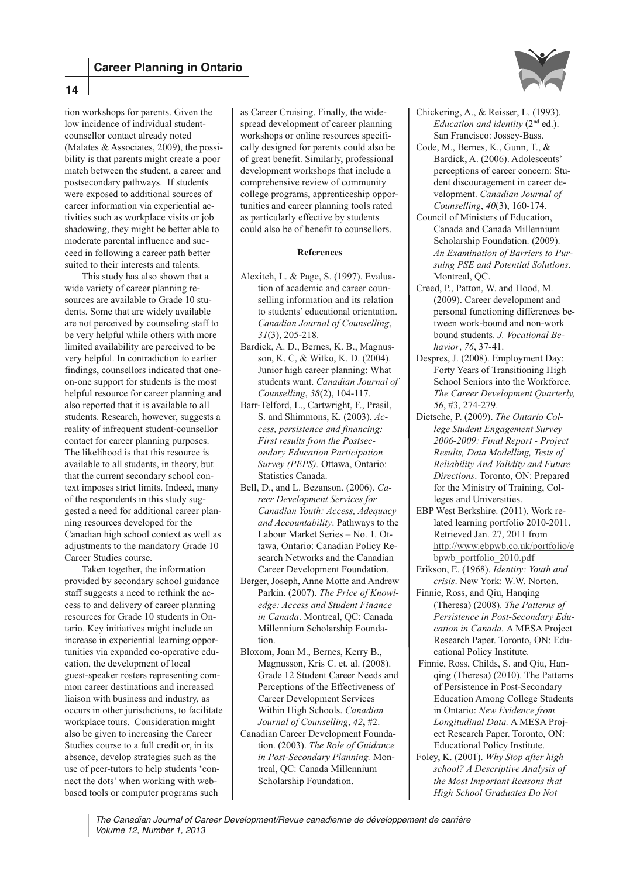tion workshops for parents. Given the low incidence of individual student-counsellor contact already noted (Malates & Associates, 2009), the possibility is that parents might create a poor match between the student, a career and postsecondary pathways. If students were exposed to additional sources of career information via experiential activities such as workplace visits or job shadowing, they might be better able to moderate parental influence and succeed in following a career path better suited to their interests and talents.

This study has also shown that a wide variety of career planning resources are available to Grade 10 students. Some that are widely available are not perceived by counseling staff to be very helpful while others with more limited availability are perceived to be very helpful. In contradiction to earlier findings, counsellors indicated that one-on-one support for students is the most helpful resource for career planning and also reported that it is available to all students. Research, however, suggests a reality of infrequent student-counsellor contact for career planning purposes. The likelihood is that this resource is available to all students, in theory, but that the current secondary school context imposes strict limits. Indeed, many of the respondents in this study suggested a need for additional career planning resources developed for the Canadian high school context as well as adjustments to the mandatory Grade 10 Career Studies course.

Taken together, the information provided by secondary school guidance staff suggests a need to rethink the access to and delivery of career planning resources for Grade 10 students in Ontario. Key initiatives might include an increase in experiential learning opportunities via expanded co-operative education, the development of local guest-speaker rosters representing common career destinations and increased liaison with business and industry, as occurs in other jurisdictions, to facilitate workplace tours. Consideration might also be given to increasing the Career Studies course to a full credit or, in its absence, develop strategies such as the use of peer-tutors to help students 'connect the dots' when working with web-based tools or computer programs such as Career Cruising. Finally, the widespread development of career planning workshops or online resources specifically designed for parents could also be of great benefit. Similarly, professional development workshops that include a comprehensive review of community college programs, apprenticeship opportunities and career planning tools rated as particularly effective by students could also be of benefit to counsellors.

**References**

Alexitch, L. & Page, S. (1997). Evaluation of academic and career counselling information and its relation to students' educational orientation. *Canadian Journal of Counselling*, *31*(3), 205-218.

Bardick, A. D., Bernes, K. B., Magnusson, K. C, & Witko, K. D. (2004). Junior high career planning: What students want. *Canadian Journal of Counselling*, *38*(2), 104-117.

Barr-Telford, L., Cartwright, F., Prasil, S. and Shimmons, K. (2003). *Access, persistence and financing: First results from the Postsecondary Education Participation Survey (PEPS).* Ottawa, Ontario: Statistics Canada.

Bell, D., and L. Bezanson. (2006). *Career Development Services for Canadian Youth: Access, Adequacy and Accountability*. Pathways to the Labour Market Series – No. 1. Ottawa, Ontario: Canadian Policy Research Networks and the Canadian Career Development Foundation.

Berger, Joseph, Anne Motte and Andrew Parkin. (2007). *The Price of Knowledge: Access and Student Finance in Canada*. Montreal, QC: Canada Millennium Scholarship Foundation.

Bloxom, Joan M., Bernes, Kerry B., Magnusson, Kris C. et. al. (2008). Grade 12 Student Career Needs and Perceptions of the Effectiveness of Career Development Services Within High Schools. *Canadian Journal of Counselling*, *42*, #2.

Canadian Career Development Foundation. (2003). *The Role of Guidance in Post-Secondary Planning.* Montreal, QC: Canada Millennium Scholarship Foundation.

Chickering, A., & Reisser, L. (1993). *Education and identity* (2nd ed.). San Francisco: Jossey-Bass.

Code, M., Bernes, K., Gunn, T., & Bardick, A. (2006). Adolescents' perceptions of career concern: Student discouragement in career development. *Canadian Journal of Counselling*, *40*(3), 160-174.

Council of Ministers of Education, Canada and Canada Millennium Scholarship Foundation. (2009). *An Examination of Barriers to Pursuing PSE and Potential Solutions*. Montreal, QC.

Creed, P., Patton, W. and Hood, M. (2009). Career development and personal functioning differences between work-bound and non-work bound students. *J. Vocational Behavior*, *76*, 37-41.

Despres, J. (2008). Employment Day: Forty Years of Transitioning High School Seniors into the Workforce. *The Career Development Quarterly, 56*, #3, 274-279.

Dietsche, P. (2009). *The Ontario College Student Engagement Survey 2006-2009: Final Report - Project Results, Data Modelling, Tests of Reliability And Validity and Future Directions*. Toronto, ON: Prepared for the Ministry of Training, Colleges and Universities.

EBP West Berkshire. (2011). Work related learning portfolio 2010-2011. Retrieved Jan. 27, 2011 from http://www.ebpwb.co.uk/portfolio/ebpwb_portfolio_2010.pdf

Erikson, E. (1968). *Identity: Youth and crisis*. New York: W.W. Norton.

Finnie, Ross, and Qiu, Hanqing (Theresa) (2008). *The Patterns of Persistence in Post-Secondary Education in Canada.* A MESA Project Research Paper. Toronto, ON: Educational Policy Institute.

Finnie, Ross, Childs, S. and Qiu, Hanqing (Theresa) (2010). The Patterns of Persistence in Post-Secondary Education Among College Students in Ontario: *New Evidence from Longitudinal Data.* A MESA Project Research Paper. Toronto, ON: Educational Policy Institute.

Foley, K. (2001). *Why Stop after high school? A Descriptive Analysis of the Most Important Reasons that High School Graduates Do Not*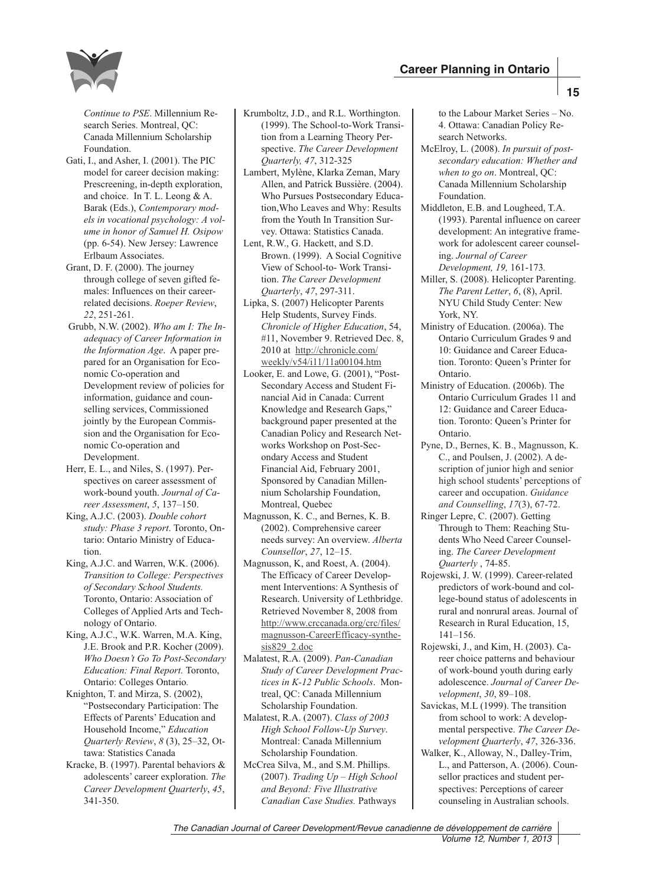*Continue to PSE*. Millennium Research Series. Montreal, QC: Canada Millennium Scholarship Foundation.

Gati, I., and Asher, I. (2001). The PIC model for career decision making: Prescreening, in-depth exploration, and choice. In T. L. Leong & A. Barak (Eds.), *Contemporary models in vocational psychology: A volume in honor of Samuel H. Osipow* (pp. 6-54). New Jersey: Lawrence Erlbaum Associates.

Grant, D. F. (2000). The journey through college of seven gifted females: Influences on their career-related decisions. *Roeper Review*, *22*, 251-261.

Grubb, N.W. (2002). *Who am I: The Inadequacy of Career Information in the Information Age*. A paper prepared for an Organisation for Economic Co-operation and Development review of policies for information, guidance and counselling services, Commissioned jointly by the European Commission and the Organisation for Economic Co-operation and Development.

Herr, E. L., and Niles, S. (1997). Perspectives on career assessment of work-bound youth. *Journal of Career Assessment*, *5*, 137–150.

King, A.J.C. (2003). *Double cohort study: Phase 3 report*. Toronto, Ontario: Ontario Ministry of Education.

King, A.J.C. and Warren, W.K. (2006). *Transition to College: Perspectives of Secondary School Students.* Toronto, Ontario: Association of Colleges of Applied Arts and Technology of Ontario.

King, A.J.C., W.K. Warren, M.A. King, J.E. Brook and P.R. Kocher (2009). *Who Doesn't Go To Post-Secondary Education: Final Report.* Toronto, Ontario: Colleges Ontario.

Knighton, T. and Mirza, S. (2002), "Postsecondary Participation: The Effects of Parents' Education and Household Income," *Education Quarterly Review*, *8* (3), 25–32, Ottawa: Statistics Canada

Kracke, B. (1997). Parental behaviors & adolescents' career exploration. *The Career Development Quarterly*, *45*, 341-350.

Krumboltz, J.D., and R.L. Worthington. (1999). The School-to-Work Transition from a Learning Theory Perspective. *The Career Development Quarterly, 47*, 312-325

Lambert, Mylène, Klarka Zeman, Mary Allen, and Patrick Bussière. (2004). Who Pursues Postsecondary Education,Who Leaves and Why: Results from the Youth In Transition Survey. Ottawa: Statistics Canada.

Lent, R.W., G. Hackett, and S.D. Brown. (1999). A Social Cognitive View of School-to- Work Transition. *The Career Development Quarterly*, *47*, 297-311.

Lipka, S. (2007) Helicopter Parents Help Students, Survey Finds. *Chronicle of Higher Education*, 54, #11, November 9. Retrieved Dec. 8, 2010 at http://chronicle.com/weekly/v54/i11/11a00104.htm

Looker, E. and Lowe, G. (2001), "Post-Secondary Access and Student Financial Aid in Canada: Current Knowledge and Research Gaps," background paper presented at the Canadian Policy and Research Networks Workshop on Post-Secondary Access and Student Financial Aid, February 2001, Sponsored by Canadian Millennium Scholarship Foundation, Montreal, Quebec

Magnusson, K. C., and Bernes, K. B. (2002). Comprehensive career needs survey: An overview. *Alberta Counsellor*, *27*, 12–15.

Magnusson, K, and Roest, A. (2004). The Efficacy of Career Development Interventions: A Synthesis of Research. University of Lethbridge. Retrieved November 8, 2008 from http://www.crccanada.org/crc/files/magnusson-CareerEfficacy-synthesis829_2.doc

Malatest, R.A. (2009). *Pan-Canadian Study of Career Development Practices in K-12 Public Schools*. Montreal, QC: Canada Millennium Scholarship Foundation.

Malatest, R.A. (2007). *Class of 2003 High School Follow-Up Survey*. Montreal: Canada Millennium Scholarship Foundation.

McCrea Silva, M., and S.M. Phillips. (2007). *Trading Up – High School and Beyond: Five Illustrative Canadian Case Studies.* Pathways to the Labour Market Series – No. 4. Ottawa: Canadian Policy Research Networks.

McElroy, L. (2008). *In pursuit of post-secondary education: Whether and when to go on*. Montreal, QC: Canada Millennium Scholarship Foundation.

Middleton, E.B. and Lougheed, T.A. (1993). Parental influence on career development: An integrative framework for adolescent career counseling. *Journal of Career Development, 19,* 161-173*.*

Miller, S. (2008). Helicopter Parenting. *The Parent Letter*, *6*, (8), April. NYU Child Study Center: New York, NY.

Ministry of Education. (2006a). The Ontario Curriculum Grades 9 and 10: Guidance and Career Education. Toronto: Queen's Printer for Ontario.

Ministry of Education. (2006b). The Ontario Curriculum Grades 11 and 12: Guidance and Career Education. Toronto: Queen's Printer for Ontario.

Pyne, D., Bernes, K. B., Magnusson, K. C., and Poulsen, J. (2002). A description of junior high and senior high school students' perceptions of career and occupation. *Guidance and Counselling*, *17*(3), 67-72.

Ringer Lepre, C. (2007). Getting Through to Them: Reaching Students Who Need Career Counseling. *The Career Development Quarterly* , 74-85.

Rojewski, J. W. (1999). Career-related predictors of work-bound and college-bound status of adolescents in rural and nonrural areas. Journal of Research in Rural Education, 15, 141–156.

Rojewski, J., and Kim, H. (2003). Career choice patterns and behaviour of work-bound youth during early adolescence. *Journal of Career Development*, *30*, 89–108.

Savickas, M.L (1999). The transition from school to work: A developmental perspective. *The Career Development Quarterly*, *47*, 326-336.

Walker, K., Alloway, N., Dalley-Trim, L., and Patterson, A. (2006). Counsellor practices and student perspectives: Perceptions of career counseling in Australian schools.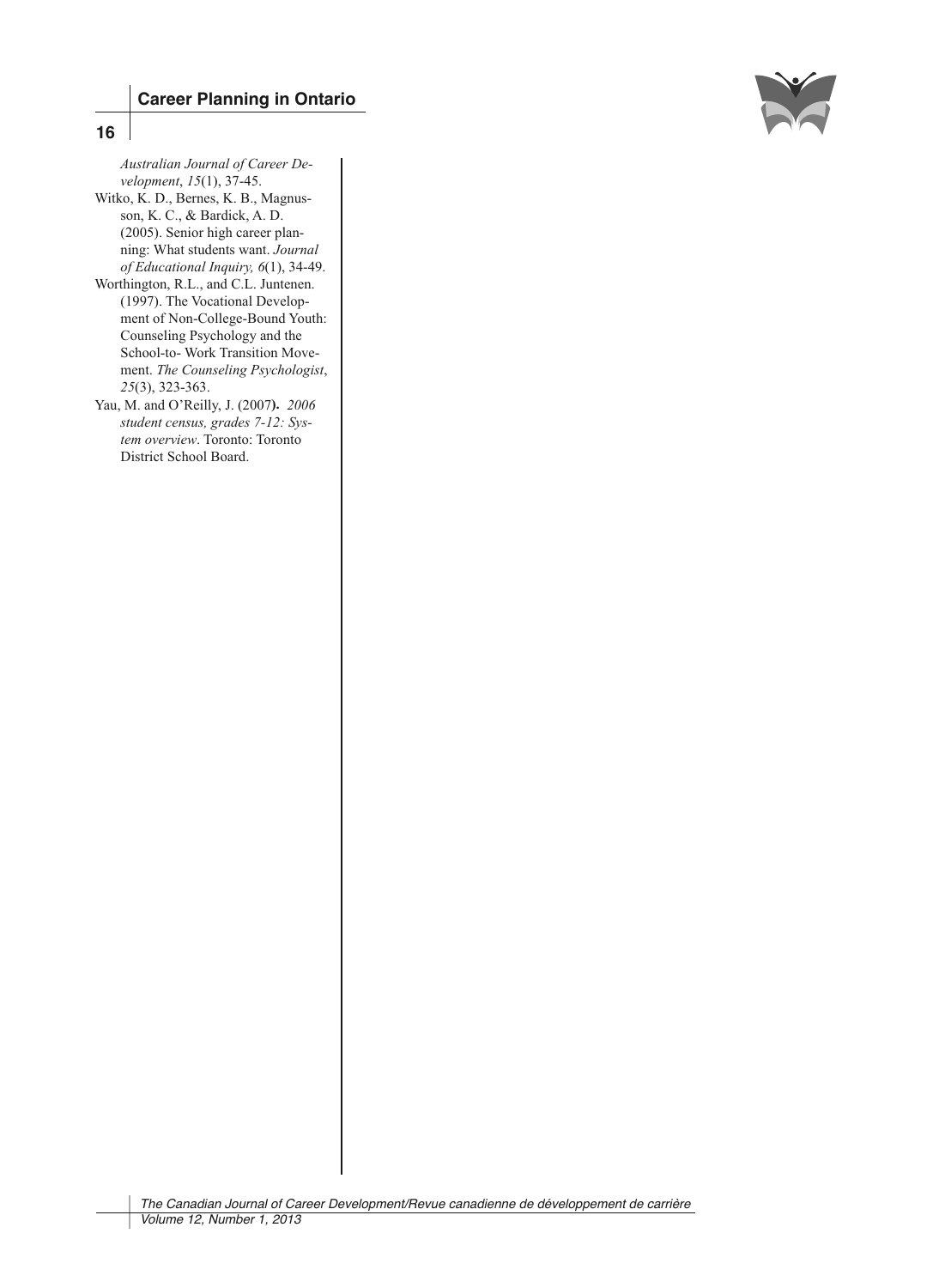*Australian Journal of Career Development*, *15*(1), 37-45.

Witko, K. D., Bernes, K. B., Magnusson, K. C., & Bardick, A. D. (2005). Senior high career planning: What students want. *Journal of Educational Inquiry, 6*(1), 34-49.

Worthington, R.L., and C.L. Juntenen. (1997). The Vocational Development of Non-College-Bound Youth: Counseling Psychology and the School-to- Work Transition Movement. *The Counseling Psychologist*, *25*(3), 323-363.

Yau, M. and O'Reilly, J. (2007**).** *2006 student census, grades 7-12: System overview*. Toronto: Toronto District School Board.